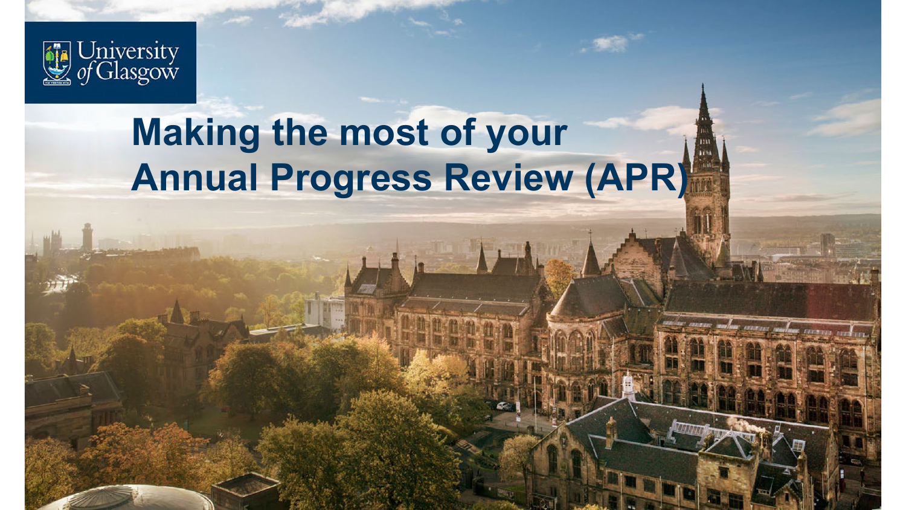# Making the most of your Annual Progress Review (APR)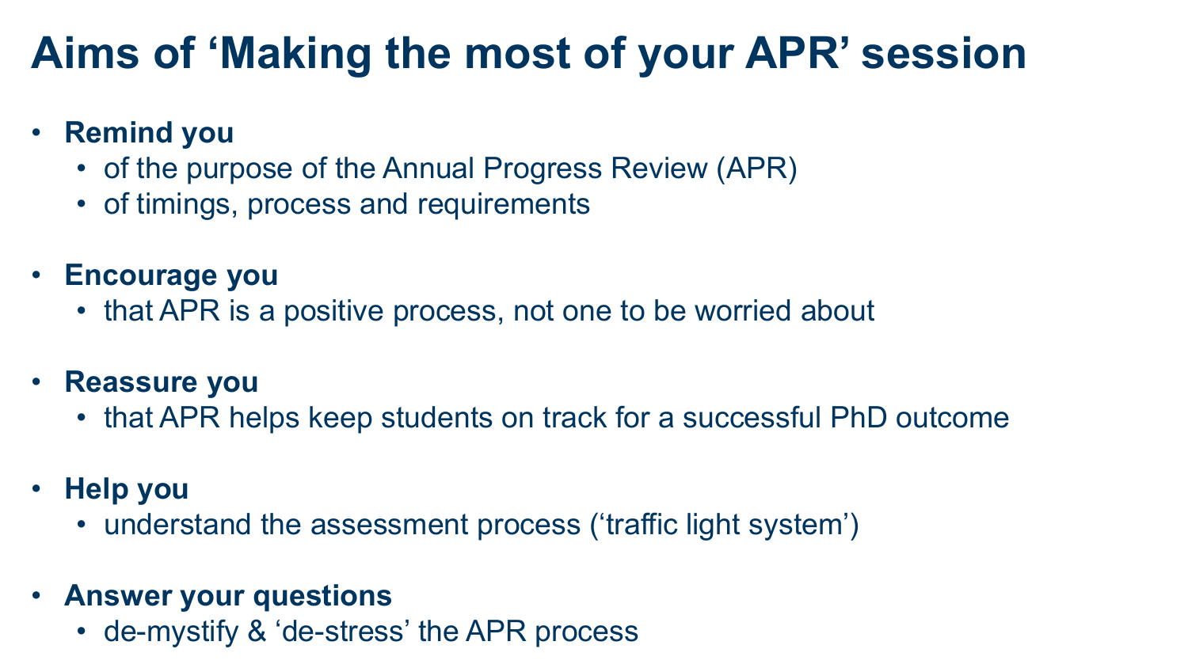# Aims of ‘Making the most of your APR’ session

- **Remind you**
  - of the purpose of the Annual Progress Review (APR)
  - of timings, process and requirements
- **Encourage you**
  - that APR is a positive process, not one to be worried about
- **Reassure you**
  - that APR helps keep students on track for a successful PhD outcome
- **Help you**
  - understand the assessment process (‘traffic light system’)
- **Answer your questions**
  - de-mystify & ‘de-stress’ the APR process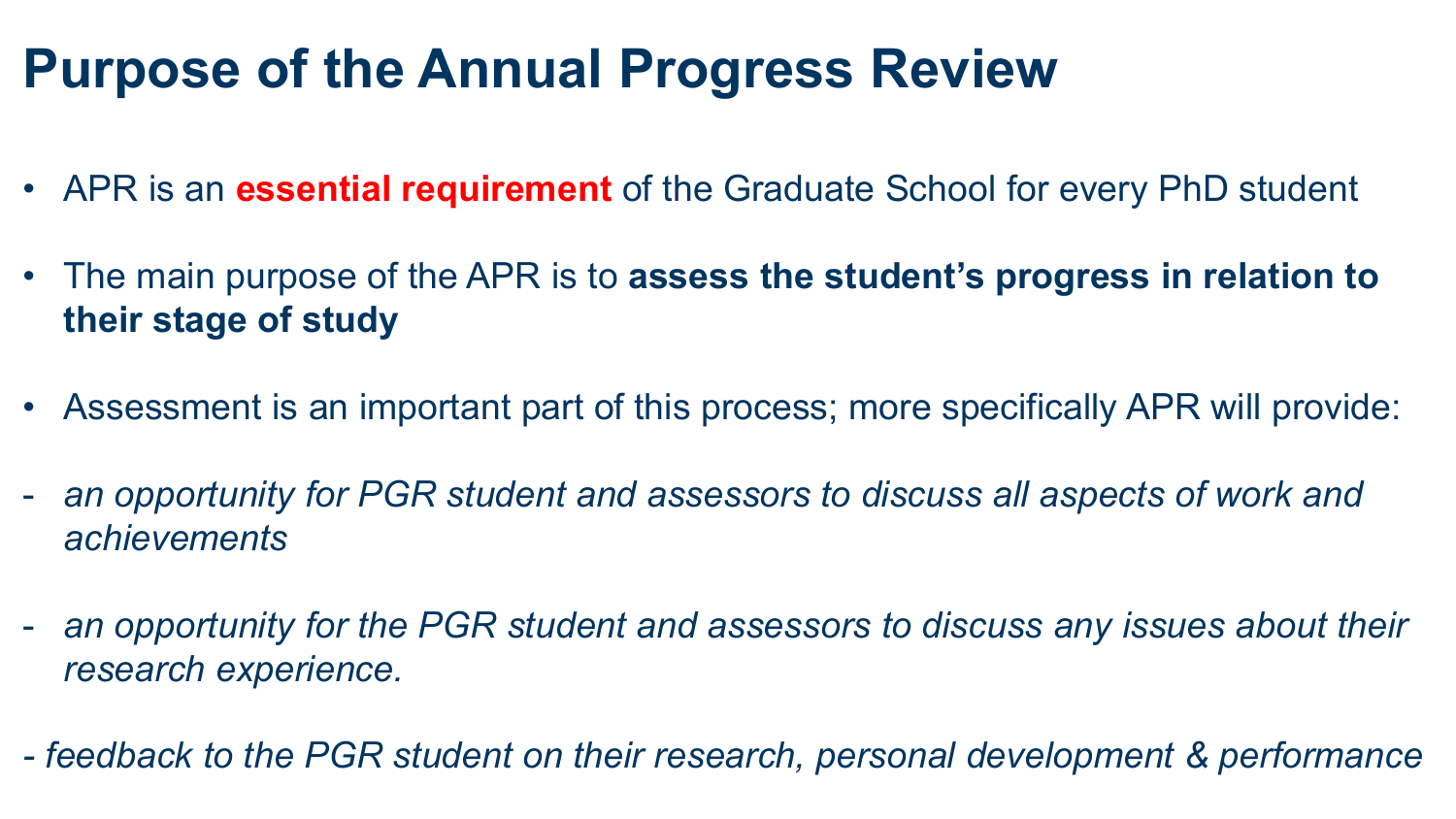# Purpose of the Annual Progress Review

- APR is an **essential requirement** of the Graduate School for every PhD student
- The main purpose of the APR is to **assess the student's progress in relation to their stage of study**
- Assessment is an important part of this process; more specifically APR will provide:

- *an opportunity for PGR student and assessors to discuss all aspects of work and achievements*
- *an opportunity for the PGR student and assessors to discuss any issues about their research experience.*
- *feedback to the PGR student on their research, personal development & performance*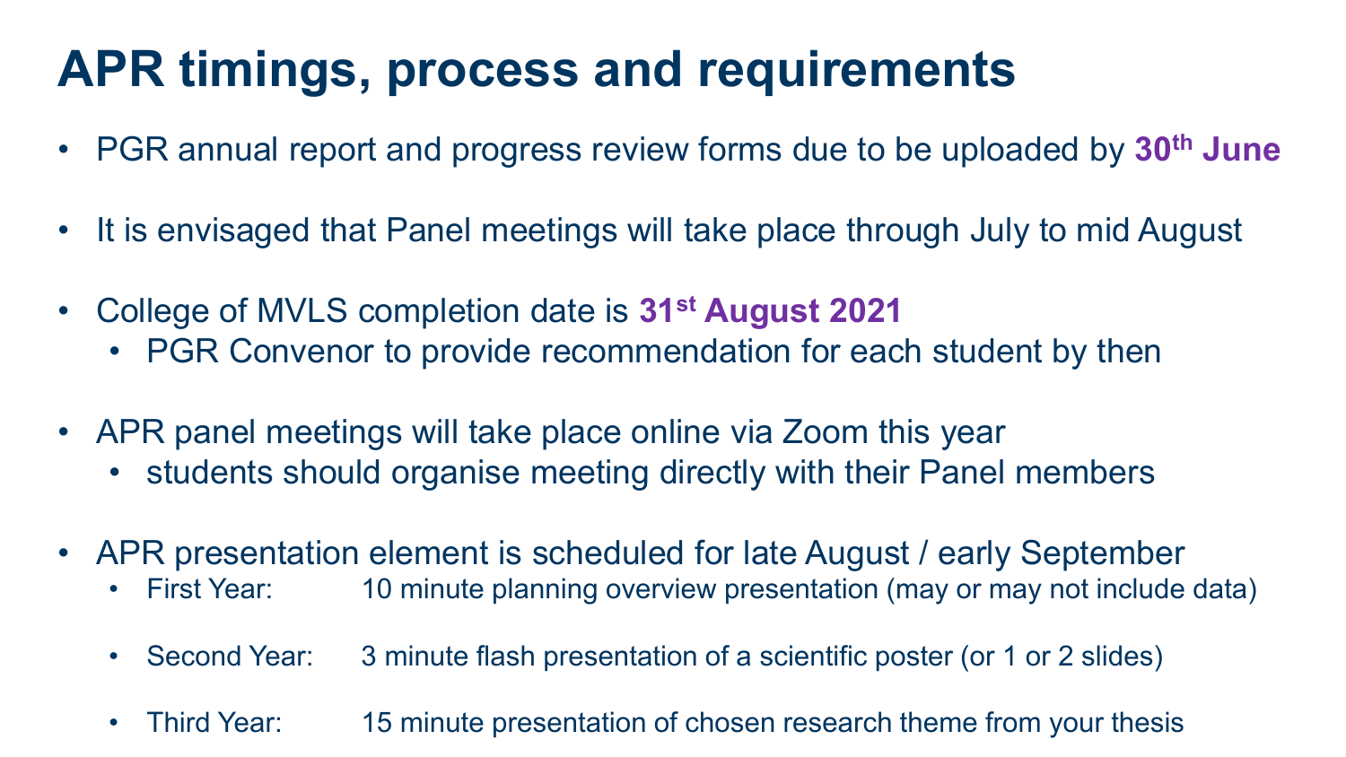# APR timings, process and requirements

- PGR annual report and progress review forms due to be uploaded by **30th June**
- It is envisaged that Panel meetings will take place through July to mid August
- College of MVLS completion date is **31st August 2021**
  - PGR Convenor to provide recommendation for each student by then
- APR panel meetings will take place online via Zoom this year
  - students should organise meeting directly with their Panel members
- APR presentation element is scheduled for late August / early September
  - First Year: 10 minute planning overview presentation (may or may not include data)
  - Second Year: 3 minute flash presentation of a scientific poster (or 1 or 2 slides)
  - Third Year: 15 minute presentation of chosen research theme from your thesis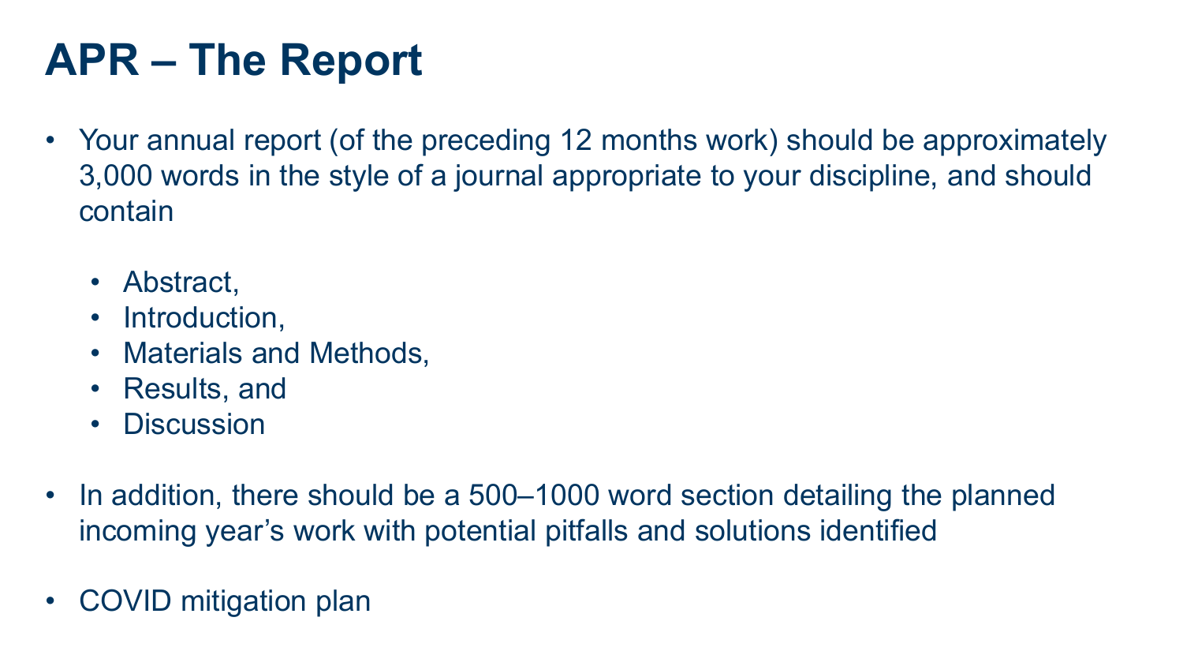# APR – The Report

- Your annual report (of the preceding 12 months work) should be approximately 3,000 words in the style of a journal appropriate to your discipline, and should contain
  - Abstract,
  - Introduction,
  - Materials and Methods,
  - Results, and
  - Discussion
- In addition, there should be a 500–1000 word section detailing the planned incoming year's work with potential pitfalls and solutions identified
- COVID mitigation plan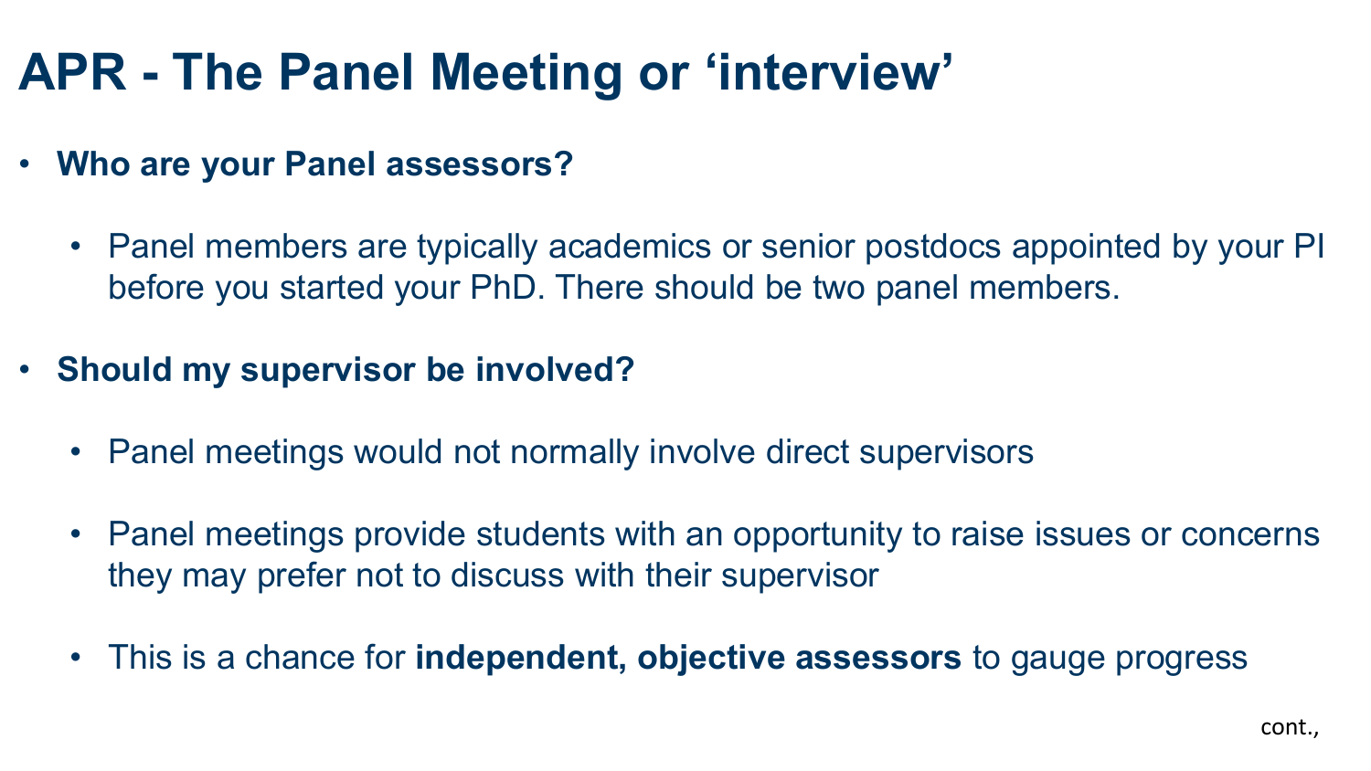# APR - The Panel Meeting or 'interview'

- **Who are your Panel assessors?**
  - Panel members are typically academics or senior postdocs appointed by your PI before you started your PhD. There should be two panel members.
- **Should my supervisor be involved?**
  - Panel meetings would not normally involve direct supervisors
  - Panel meetings provide students with an opportunity to raise issues or concerns they may prefer not to discuss with their supervisor
  - This is a chance for **independent, objective assessors** to gauge progress

cont.,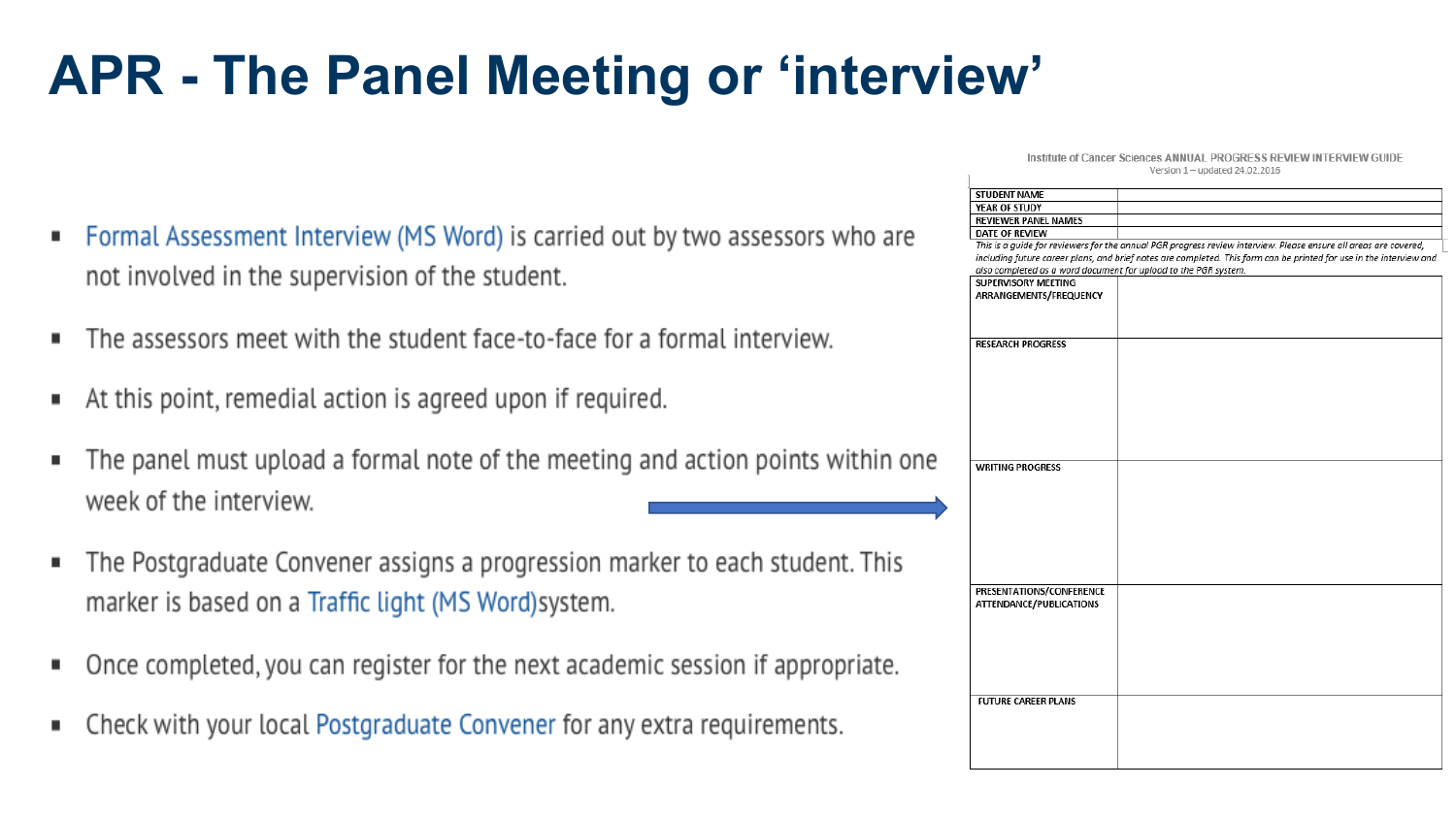# APR - The Panel Meeting or 'interview'

- Formal Assessment Interview (MS Word) is carried out by two assessors who are not involved in the supervision of the student.
- The assessors meet with the student face-to-face for a formal interview.
- At this point, remedial action is agreed upon if required.
- The panel must upload a formal note of the meeting and action points within one week of the interview.
- The Postgraduate Convener assigns a progression marker to each student. This marker is based on a Traffic light (MS Word)system.
- Once completed, you can register for the next academic session if appropriate.
- Check with your local Postgraduate Convener for any extra requirements.

Institute of Cancer Sciences ANNUAL PROGRESS REVIEW INTERVIEW GUIDE
Version 1 – updated 24.02.2015

| STUDENT NAME | |
|---|---|
| YEAR OF STUDY | |
| REVIEWER PANEL NAMES | |
| DATE OF REVIEW | |

*This is a guide for reviewers for the annual PGR progress review interview. Please ensure all areas are covered, including future career plans, and brief notes are completed. This form can be printed for use in the interview and also completed as a word document for upload to the PGR system.*

| SUPERVISORY MEETING ARRANGEMENTS/FREQUENCY | |
|---|---|
| RESEARCH PROGRESS | |
| WRITING PROGRESS | |
| PRESENTATIONS/CONFERENCE ATTENDANCE/PUBLICATIONS | |
| FUTURE CAREER PLANS | |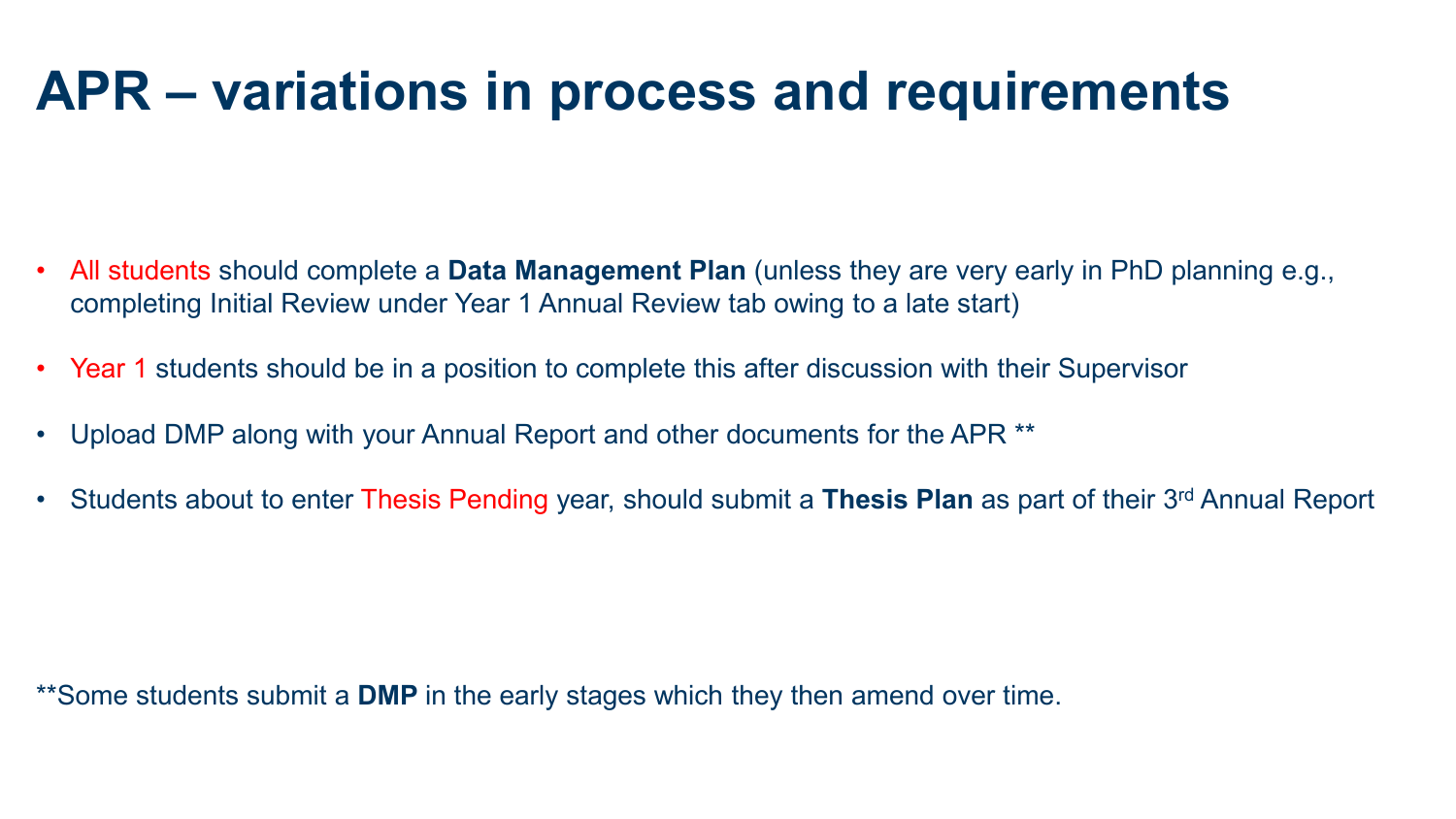# APR – variations in process and requirements

- All students should complete a **Data Management Plan** (unless they are very early in PhD planning e.g., completing Initial Review under Year 1 Annual Review tab owing to a late start)
- Year 1 students should be in a position to complete this after discussion with their Supervisor
- Upload DMP along with your Annual Report and other documents for the APR **
- Students about to enter Thesis Pending year, should submit a **Thesis Plan** as part of their 3rd Annual Report

**Some students submit a **DMP** in the early stages which they then amend over time.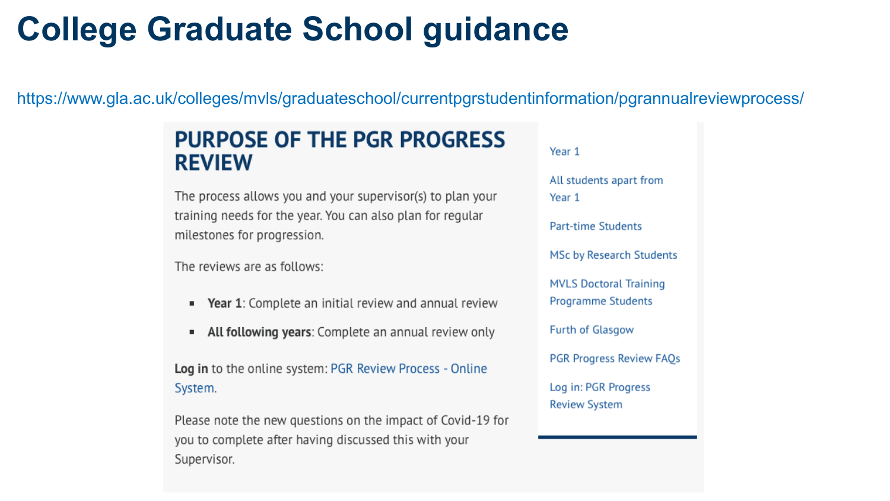# College Graduate School guidance

https://www.gla.ac.uk/colleges/mvls/graduateschool/currentpgrstudentinformation/pgrannualreviewprocess/

## PURPOSE OF THE PGR PROGRESS REVIEW

The process allows you and your supervisor(s) to plan your training needs for the year. You can also plan for regular milestones for progression.

The reviews are as follows:

- **Year 1**: Complete an initial review and annual review
- **All following years**: Complete an annual review only

**Log in** to the online system: PGR Review Process - Online System.

Please note the new questions on the impact of Covid-19 for you to complete after having discussed this with your Supervisor.

- Year 1
- All students apart from Year 1
- Part-time Students
- MSc by Research Students
- MVLS Doctoral Training Programme Students
- Furth of Glasgow
- PGR Progress Review FAQs
- Log in: PGR Progress Review System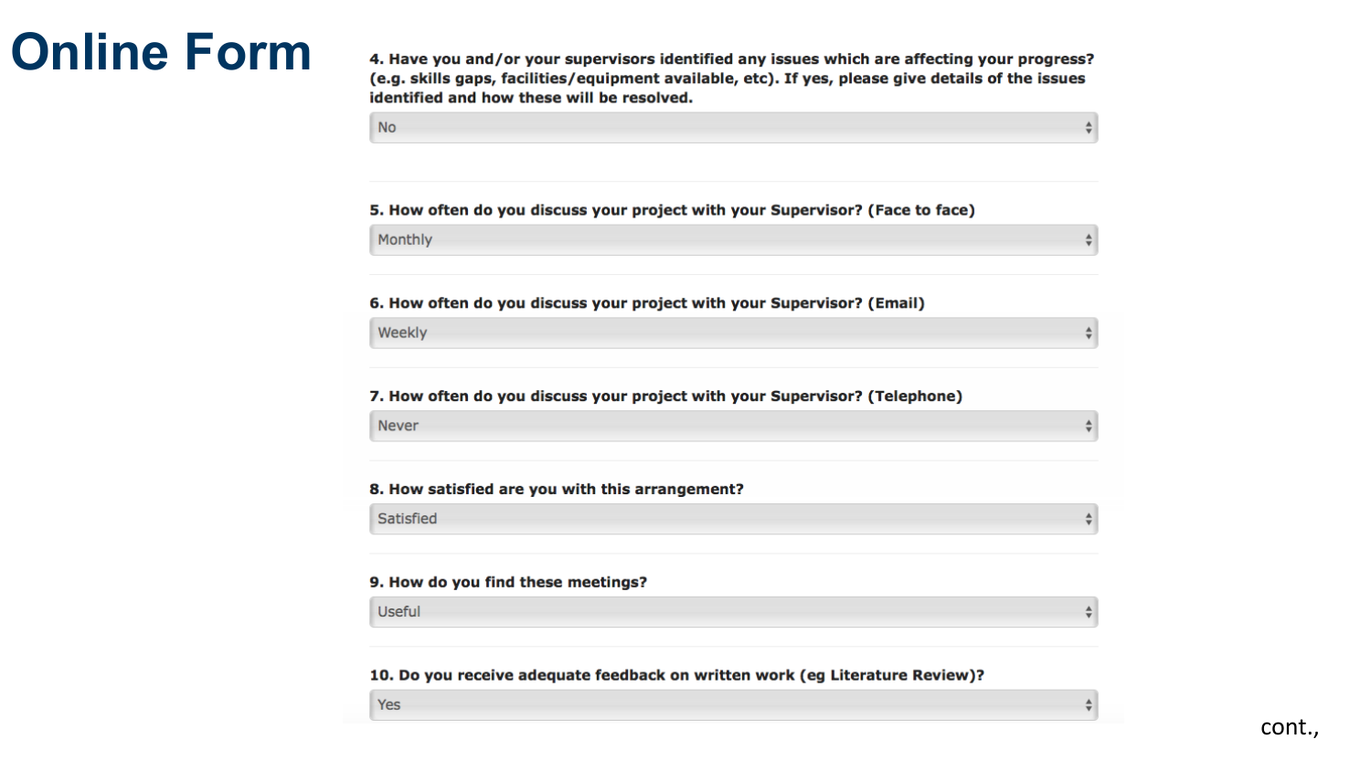# Online Form

**4. Have you and/or your supervisors identified any issues which are affecting your progress? (e.g. skills gaps, facilities/equipment available, etc). If yes, please give details of the issues identified and how these will be resolved.**

No

**5. How often do you discuss your project with your Supervisor? (Face to face)**

Monthly

**6. How often do you discuss your project with your Supervisor? (Email)**

Weekly

**7. How often do you discuss your project with your Supervisor? (Telephone)**

Never

**8. How satisfied are you with this arrangement?**

Satisfied

**9. How do you find these meetings?**

Useful

**10. Do you receive adequate feedback on written work (eg Literature Review)?**

Yes

cont.,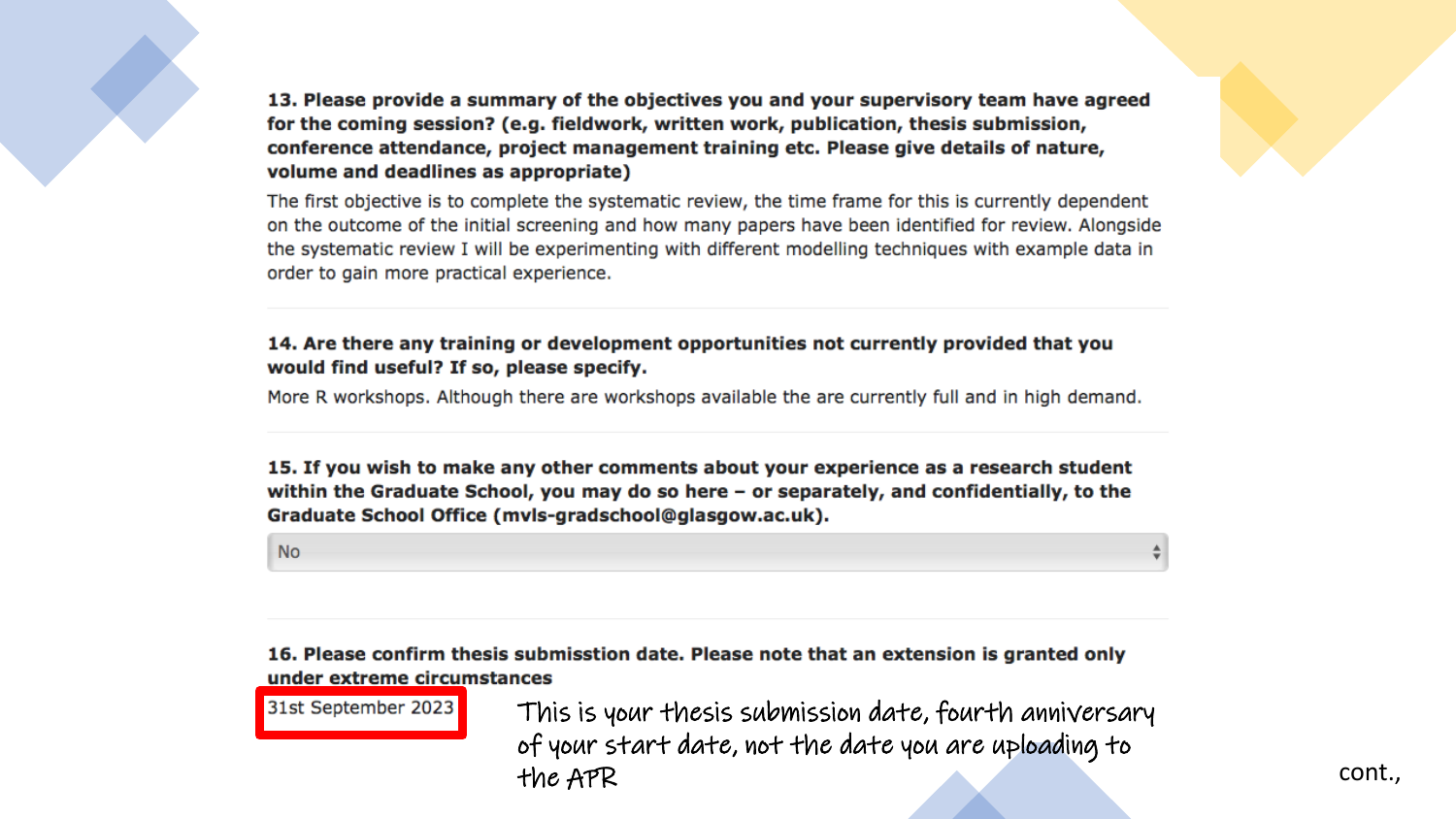**13. Please provide a summary of the objectives you and your supervisory team have agreed for the coming session? (e.g. fieldwork, written work, publication, thesis submission, conference attendance, project management training etc. Please give details of nature, volume and deadlines as appropriate)**

The first objective is to complete the systematic review, the time frame for this is currently dependent on the outcome of the initial screening and how many papers have been identified for review. Alongside the systematic review I will be experimenting with different modelling techniques with example data in order to gain more practical experience.

**14. Are there any training or development opportunities not currently provided that you would find useful? If so, please specify.**

More R workshops. Although there are workshops available the are currently full and in high demand.

**15. If you wish to make any other comments about your experience as a research student within the Graduate School, you may do so here – or separately, and confidentially, to the Graduate School Office (mvls-gradschool@glasgow.ac.uk).**

No

**16. Please confirm thesis submisstion date. Please note that an extension is granted only under extreme circumstances**

31st September 2023

This is your thesis submission date, fourth anniversary of your start date, not the date you are uploading to the APR

cont.,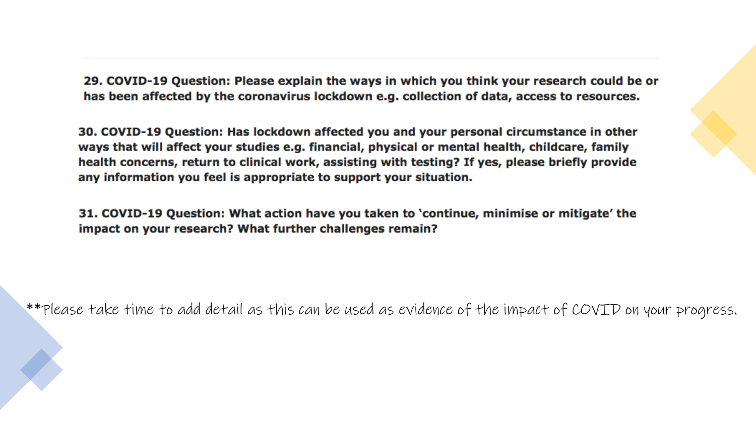**29. COVID-19 Question: Please explain the ways in which you think your research could be or has been affected by the coronavirus lockdown e.g. collection of data, access to resources.**

**30. COVID-19 Question: Has lockdown affected you and your personal circumstance in other ways that will affect your studies e.g. financial, physical or mental health, childcare, family health concerns, return to clinical work, assisting with testing? If yes, please briefly provide any information you feel is appropriate to support your situation.**

**31. COVID-19 Question: What action have you taken to 'continue, minimise or mitigate' the impact on your research? What further challenges remain?**

**Please take time to add detail as this can be used as evidence of the impact of COVID on your progress.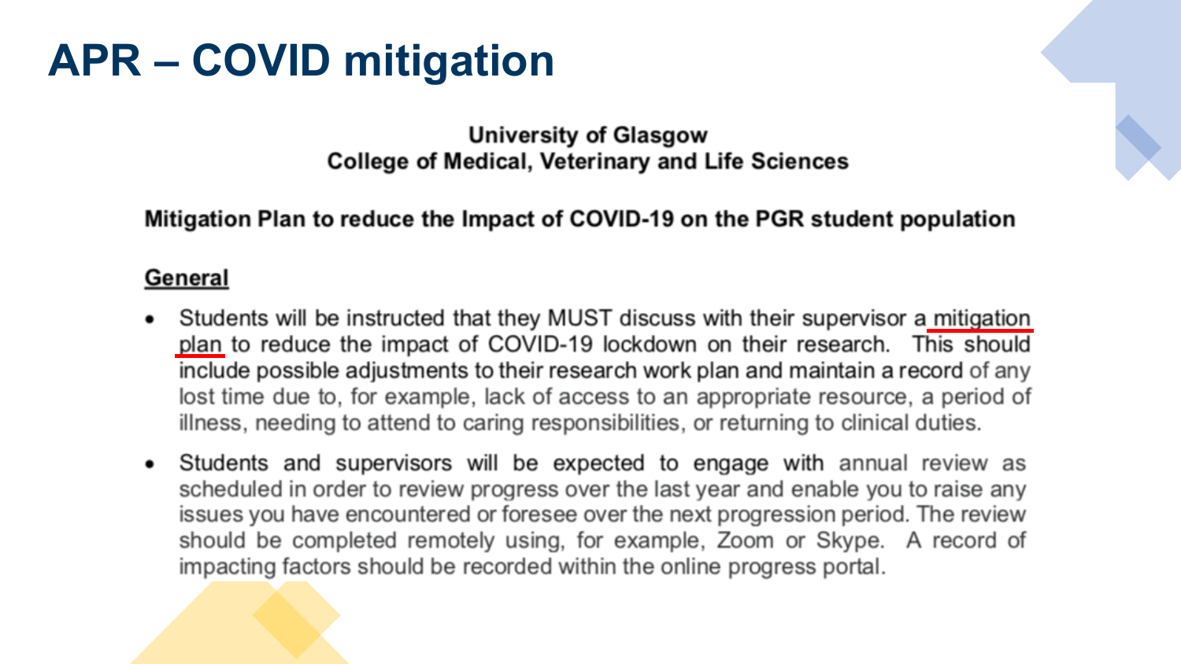# APR – COVID mitigation

**University of Glasgow**
**College of Medical, Veterinary and Life Sciences**

**Mitigation Plan to reduce the Impact of COVID-19 on the PGR student population**

**General**

- Students will be instructed that they MUST discuss with their supervisor a mitigation plan to reduce the impact of COVID-19 lockdown on their research. This should include possible adjustments to their research work plan and maintain a record of any lost time due to, for example, lack of access to an appropriate resource, a period of illness, needing to attend to caring responsibilities, or returning to clinical duties.
- Students and supervisors will be expected to engage with annual review as scheduled in order to review progress over the last year and enable you to raise any issues you have encountered or foresee over the next progression period. The review should be completed remotely using, for example, Zoom or Skype. A record of impacting factors should be recorded within the online progress portal.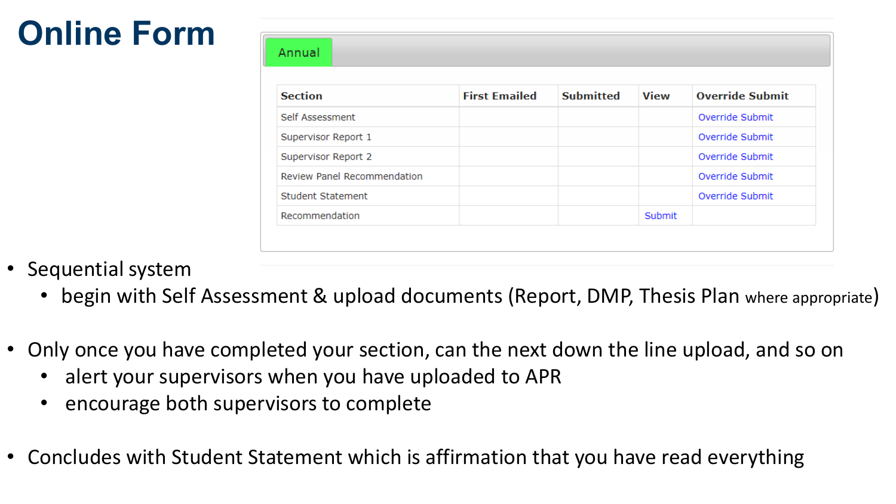# Online Form

Annual

| Section | First Emailed | Submitted | View | Override Submit |
|---|---|---|---|---|
| Self Assessment | | | | Override Submit |
| Supervisor Report 1 | | | | Override Submit |
| Supervisor Report 2 | | | | Override Submit |
| Review Panel Recommendation | | | | Override Submit |
| Student Statement | | | | Override Submit |
| Recommendation | | | Submit | |

- Sequential system
  - begin with Self Assessment & upload documents (Report, DMP, Thesis Plan where appropriate)
- Only once you have completed your section, can the next down the line upload, and so on
  - alert your supervisors when you have uploaded to APR
  - encourage both supervisors to complete
- Concludes with Student Statement which is affirmation that you have read everything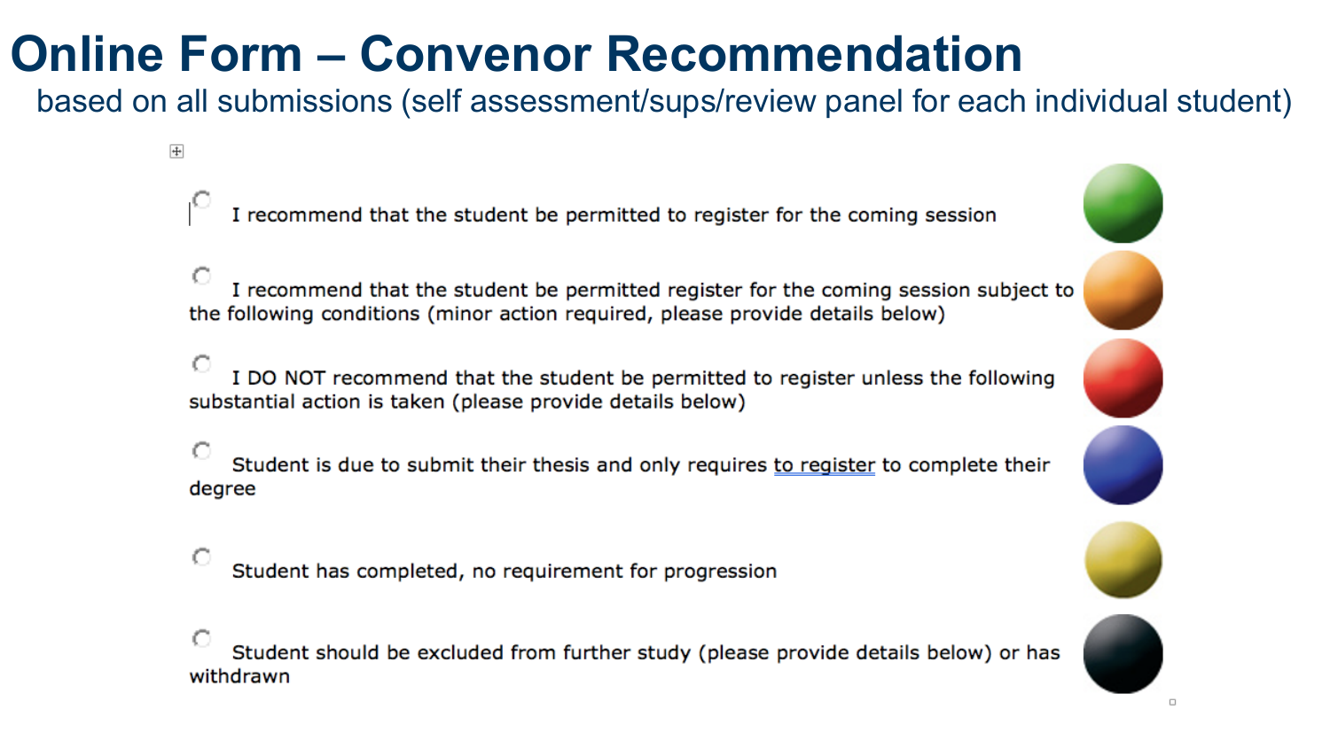# Online Form – Convenor Recommendation

based on all submissions (self assessment/sups/review panel for each individual student)

- I recommend that the student be permitted to register for the coming session
- I recommend that the student be permitted register for the coming session subject to the following conditions (minor action required, please provide details below)
- I DO NOT recommend that the student be permitted to register unless the following substantial action is taken (please provide details below)
- Student is due to submit their thesis and only requires to register to complete their degree
- Student has completed, no requirement for progression
- Student should be excluded from further study (please provide details below) or has withdrawn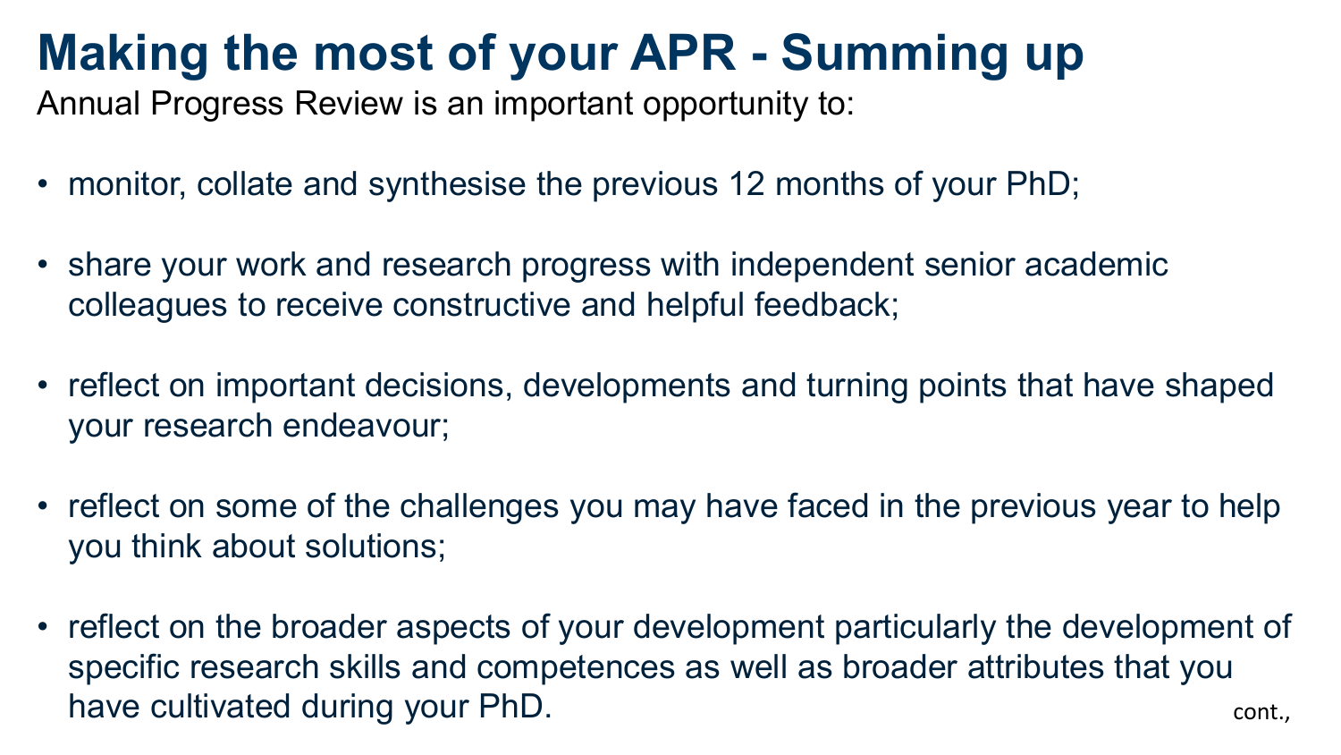# Making the most of your APR - Summing up

Annual Progress Review is an important opportunity to:

- monitor, collate and synthesise the previous 12 months of your PhD;
- share your work and research progress with independent senior academic colleagues to receive constructive and helpful feedback;
- reflect on important decisions, developments and turning points that have shaped your research endeavour;
- reflect on some of the challenges you may have faced in the previous year to help you think about solutions;
- reflect on the broader aspects of your development particularly the development of specific research skills and competences as well as broader attributes that you have cultivated during your PhD.

cont.,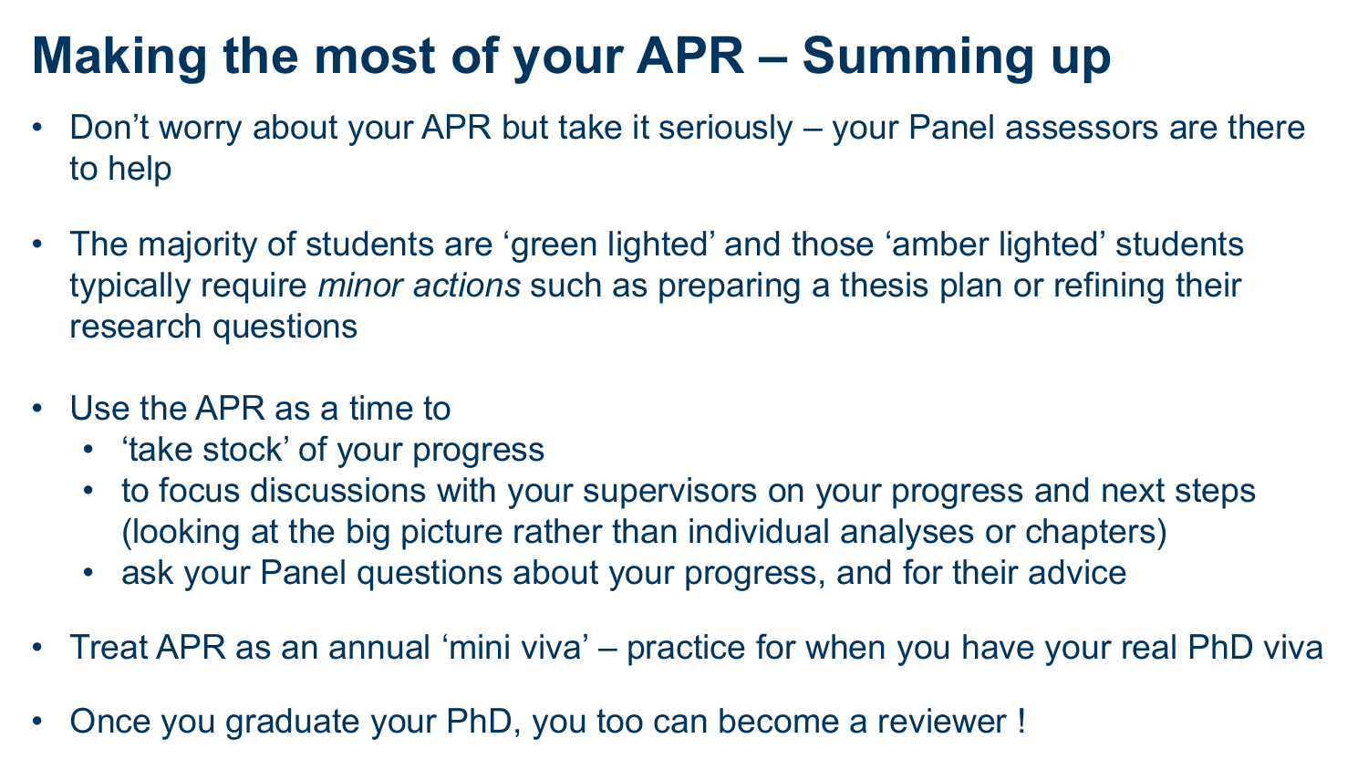# Making the most of your APR – Summing up

- Don’t worry about your APR but take it seriously – your Panel assessors are there to help
- The majority of students are ‘green lighted’ and those ‘amber lighted’ students typically require *minor actions* such as preparing a thesis plan or refining their research questions
- Use the APR as a time to
  - ‘take stock’ of your progress
  - to focus discussions with your supervisors on your progress and next steps (looking at the big picture rather than individual analyses or chapters)
  - ask your Panel questions about your progress, and for their advice
- Treat APR as an annual ‘mini viva’ – practice for when you have your real PhD viva
- Once you graduate your PhD, you too can become a reviewer !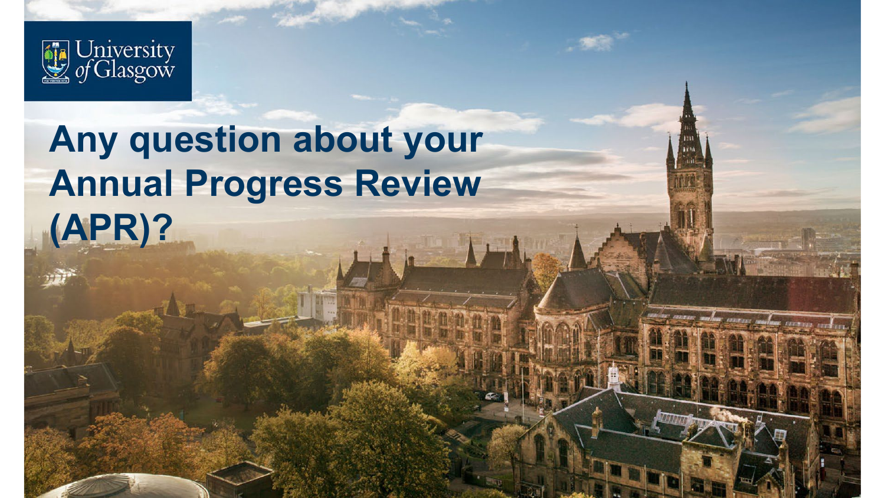# Any question about your Annual Progress Review (APR)?